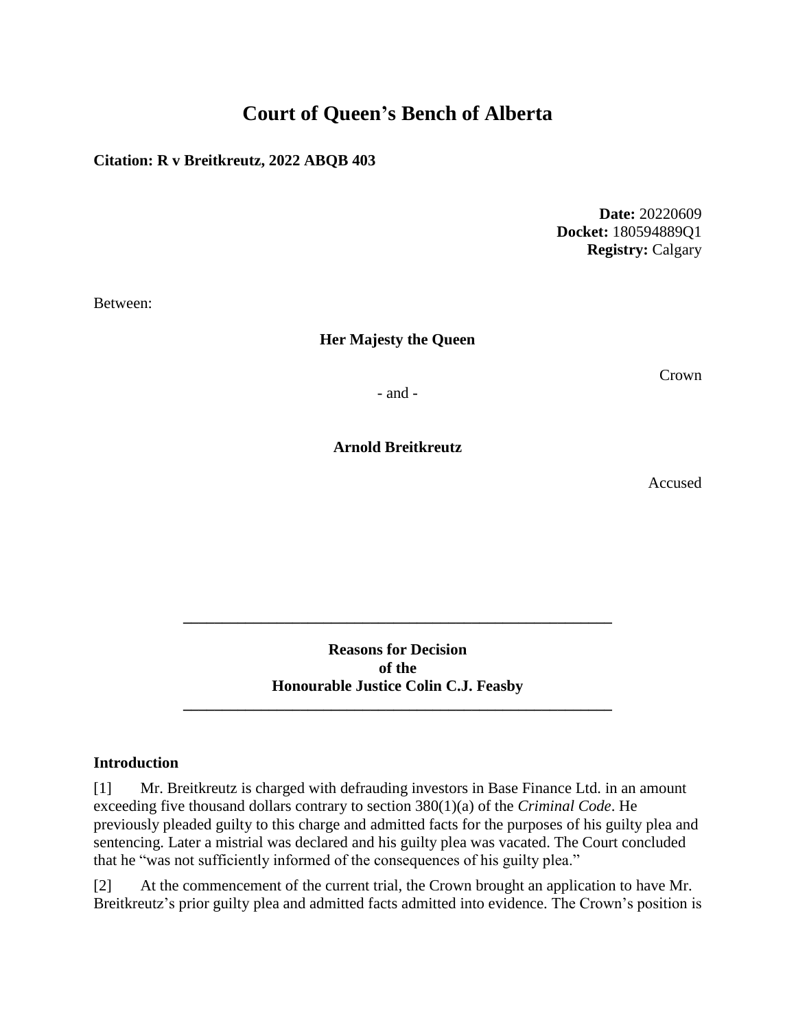# Court of Queen's Bench of Alberta

**Citation: R v Breitkreutz, 2022 ABQB 403**

**Date:** 20220609
**Docket:** 180594889Q1
**Registry:** Calgary

Between:

**Her Majesty the Queen**

Crown

\- and -

**Arnold Breitkreutz**

Accused

---

**Reasons for Decision**
**of the**
**Honourable Justice Colin C.J. Feasby**

---

## Introduction

[1] Mr. Breitkreutz is charged with defrauding investors in Base Finance Ltd. in an amount exceeding five thousand dollars contrary to section 380(1)(a) of the *Criminal Code*. He previously pleaded guilty to this charge and admitted facts for the purposes of his guilty plea and sentencing. Later a mistrial was declared and his guilty plea was vacated. The Court concluded that he "was not sufficiently informed of the consequences of his guilty plea."

[2] At the commencement of the current trial, the Crown brought an application to have Mr. Breitkreutz's prior guilty plea and admitted facts admitted into evidence. The Crown's position is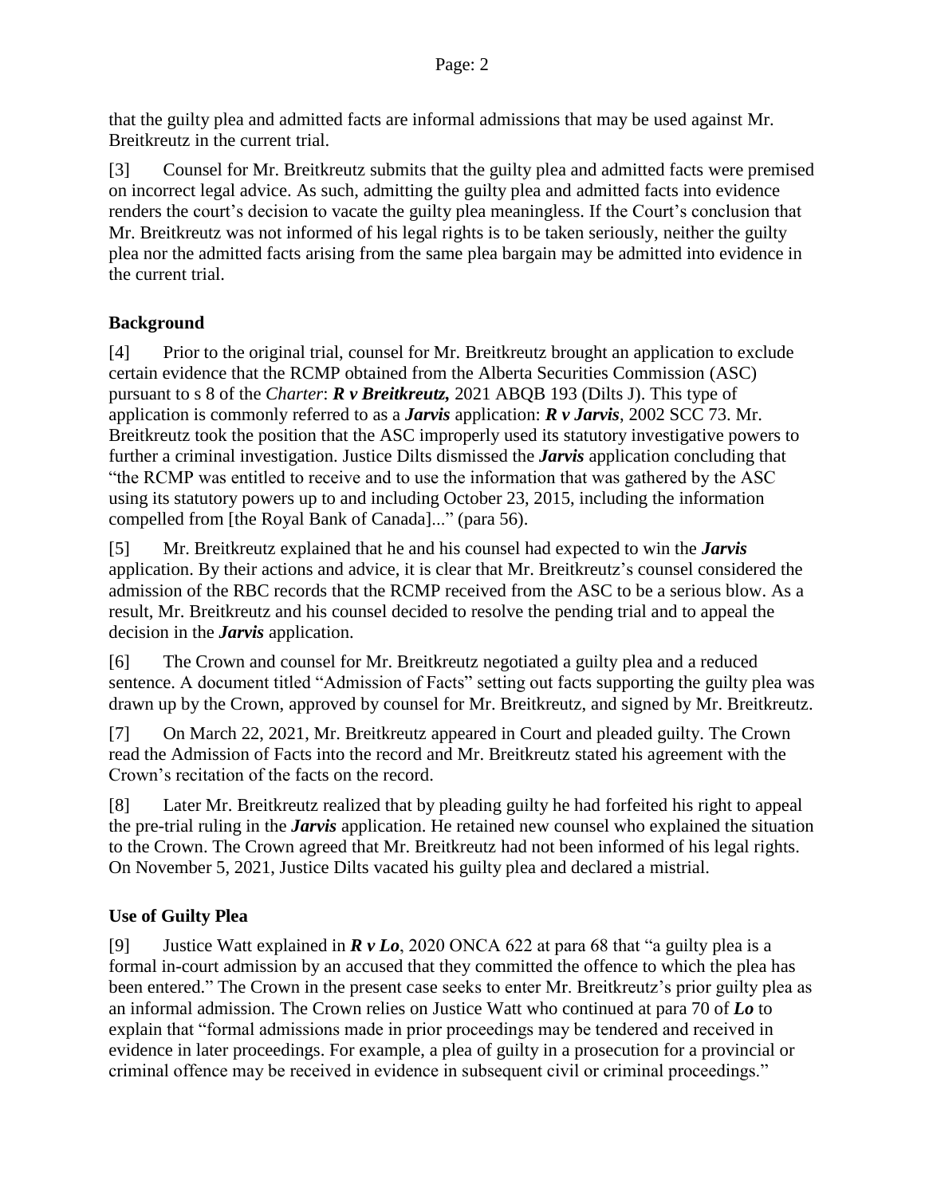that the guilty plea and admitted facts are informal admissions that may be used against Mr. Breitkreutz in the current trial.

[3] Counsel for Mr. Breitkreutz submits that the guilty plea and admitted facts were premised on incorrect legal advice. As such, admitting the guilty plea and admitted facts into evidence renders the court's decision to vacate the guilty plea meaningless. If the Court's conclusion that Mr. Breitkreutz was not informed of his legal rights is to be taken seriously, neither the guilty plea nor the admitted facts arising from the same plea bargain may be admitted into evidence in the current trial.

## Background

[4] Prior to the original trial, counsel for Mr. Breitkreutz brought an application to exclude certain evidence that the RCMP obtained from the Alberta Securities Commission (ASC) pursuant to s 8 of the *Charter*: ***R v Breitkreutz,*** 2021 ABQB 193 (Dilts J). This type of application is commonly referred to as a ***Jarvis*** application: ***R v Jarvis***, 2002 SCC 73. Mr. Breitkreutz took the position that the ASC improperly used its statutory investigative powers to further a criminal investigation. Justice Dilts dismissed the ***Jarvis*** application concluding that "the RCMP was entitled to receive and to use the information that was gathered by the ASC using its statutory powers up to and including October 23, 2015, including the information compelled from [the Royal Bank of Canada]..." (para 56).

[5] Mr. Breitkreutz explained that he and his counsel had expected to win the ***Jarvis*** application. By their actions and advice, it is clear that Mr. Breitkreutz's counsel considered the admission of the RBC records that the RCMP received from the ASC to be a serious blow. As a result, Mr. Breitkreutz and his counsel decided to resolve the pending trial and to appeal the decision in the ***Jarvis*** application.

[6] The Crown and counsel for Mr. Breitkreutz negotiated a guilty plea and a reduced sentence. A document titled "Admission of Facts" setting out facts supporting the guilty plea was drawn up by the Crown, approved by counsel for Mr. Breitkreutz, and signed by Mr. Breitkreutz.

[7] On March 22, 2021, Mr. Breitkreutz appeared in Court and pleaded guilty. The Crown read the Admission of Facts into the record and Mr. Breitkreutz stated his agreement with the Crown's recitation of the facts on the record.

[8] Later Mr. Breitkreutz realized that by pleading guilty he had forfeited his right to appeal the pre-trial ruling in the ***Jarvis*** application. He retained new counsel who explained the situation to the Crown. The Crown agreed that Mr. Breitkreutz had not been informed of his legal rights. On November 5, 2021, Justice Dilts vacated his guilty plea and declared a mistrial.

## Use of Guilty Plea

[9] Justice Watt explained in ***R v Lo***, 2020 ONCA 622 at para 68 that "a guilty plea is a formal in-court admission by an accused that they committed the offence to which the plea has been entered." The Crown in the present case seeks to enter Mr. Breitkreutz's prior guilty plea as an informal admission. The Crown relies on Justice Watt who continued at para 70 of ***Lo*** to explain that "formal admissions made in prior proceedings may be tendered and received in evidence in later proceedings. For example, a plea of guilty in a prosecution for a provincial or criminal offence may be received in evidence in subsequent civil or criminal proceedings."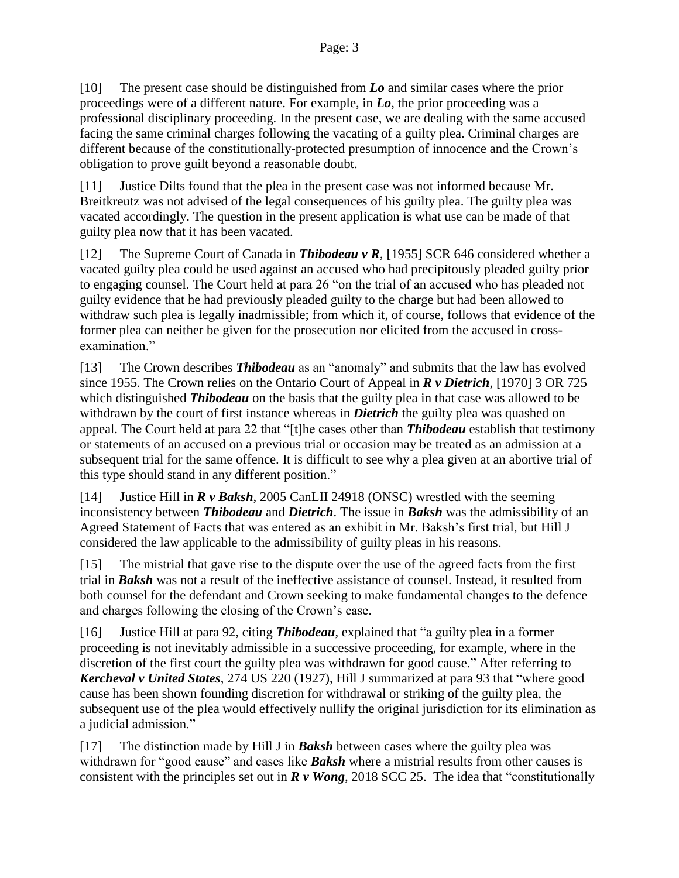[10] The present case should be distinguished from ***Lo*** and similar cases where the prior proceedings were of a different nature. For example, in ***Lo***, the prior proceeding was a professional disciplinary proceeding. In the present case, we are dealing with the same accused facing the same criminal charges following the vacating of a guilty plea. Criminal charges are different because of the constitutionally-protected presumption of innocence and the Crown's obligation to prove guilt beyond a reasonable doubt.

[11] Justice Dilts found that the plea in the present case was not informed because Mr. Breitkreutz was not advised of the legal consequences of his guilty plea. The guilty plea was vacated accordingly. The question in the present application is what use can be made of that guilty plea now that it has been vacated.

[12] The Supreme Court of Canada in ***Thibodeau v R***, [1955] SCR 646 considered whether a vacated guilty plea could be used against an accused who had precipitously pleaded guilty prior to engaging counsel. The Court held at para 26 "on the trial of an accused who has pleaded not guilty evidence that he had previously pleaded guilty to the charge but had been allowed to withdraw such plea is legally inadmissible; from which it, of course, follows that evidence of the former plea can neither be given for the prosecution nor elicited from the accused in cross-examination."

[13] The Crown describes ***Thibodeau*** as an "anomaly" and submits that the law has evolved since 1955. The Crown relies on the Ontario Court of Appeal in ***R v Dietrich***, [1970] 3 OR 725 which distinguished ***Thibodeau*** on the basis that the guilty plea in that case was allowed to be withdrawn by the court of first instance whereas in ***Dietrich*** the guilty plea was quashed on appeal. The Court held at para 22 that "[t]he cases other than ***Thibodeau*** establish that testimony or statements of an accused on a previous trial or occasion may be treated as an admission at a subsequent trial for the same offence. It is difficult to see why a plea given at an abortive trial of this type should stand in any different position."

[14] Justice Hill in ***R v Baksh***, 2005 CanLII 24918 (ONSC) wrestled with the seeming inconsistency between ***Thibodeau*** and ***Dietrich***. The issue in ***Baksh*** was the admissibility of an Agreed Statement of Facts that was entered as an exhibit in Mr. Baksh's first trial, but Hill J considered the law applicable to the admissibility of guilty pleas in his reasons.

[15] The mistrial that gave rise to the dispute over the use of the agreed facts from the first trial in ***Baksh*** was not a result of the ineffective assistance of counsel. Instead, it resulted from both counsel for the defendant and Crown seeking to make fundamental changes to the defence and charges following the closing of the Crown's case.

[16] Justice Hill at para 92, citing ***Thibodeau***, explained that "a guilty plea in a former proceeding is not inevitably admissible in a successive proceeding, for example, where in the discretion of the first court the guilty plea was withdrawn for good cause." After referring to ***Kercheval v United States***, 274 US 220 (1927), Hill J summarized at para 93 that "where good cause has been shown founding discretion for withdrawal or striking of the guilty plea, the subsequent use of the plea would effectively nullify the original jurisdiction for its elimination as a judicial admission."

[17] The distinction made by Hill J in ***Baksh*** between cases where the guilty plea was withdrawn for "good cause" and cases like ***Baksh*** where a mistrial results from other causes is consistent with the principles set out in ***R v Wong***, 2018 SCC 25. The idea that "constitutionally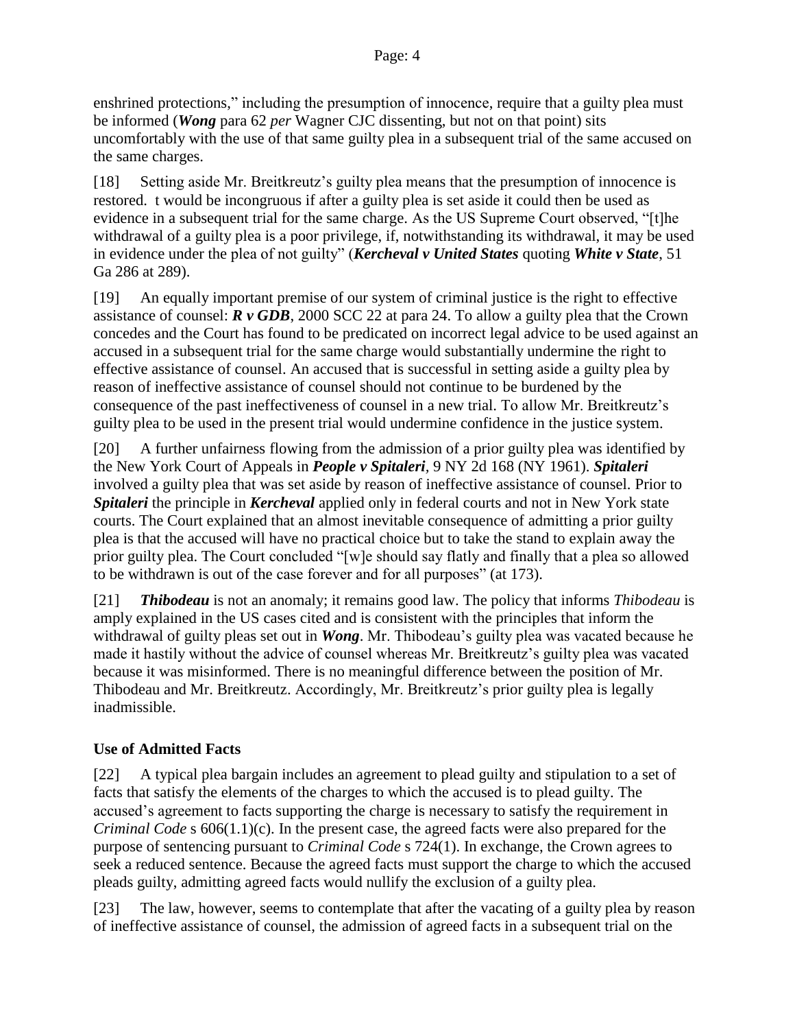enshrined protections," including the presumption of innocence, require that a guilty plea must be informed (***Wong*** para 62 *per* Wagner CJC dissenting, but not on that point) sits uncomfortably with the use of that same guilty plea in a subsequent trial of the same accused on the same charges.

[18] Setting aside Mr. Breitkreutz's guilty plea means that the presumption of innocence is restored. t would be incongruous if after a guilty plea is set aside it could then be used as evidence in a subsequent trial for the same charge. As the US Supreme Court observed, "[t]he withdrawal of a guilty plea is a poor privilege, if, notwithstanding its withdrawal, it may be used in evidence under the plea of not guilty" (***Kercheval v United States*** quoting ***White v State***, 51 Ga 286 at 289).

[19] An equally important premise of our system of criminal justice is the right to effective assistance of counsel: ***R v GDB***, 2000 SCC 22 at para 24. To allow a guilty plea that the Crown concedes and the Court has found to be predicated on incorrect legal advice to be used against an accused in a subsequent trial for the same charge would substantially undermine the right to effective assistance of counsel. An accused that is successful in setting aside a guilty plea by reason of ineffective assistance of counsel should not continue to be burdened by the consequence of the past ineffectiveness of counsel in a new trial. To allow Mr. Breitkreutz's guilty plea to be used in the present trial would undermine confidence in the justice system.

[20] A further unfairness flowing from the admission of a prior guilty plea was identified by the New York Court of Appeals in ***People v Spitaleri***, 9 NY 2d 168 (NY 1961). ***Spitaleri*** involved a guilty plea that was set aside by reason of ineffective assistance of counsel. Prior to ***Spitaleri*** the principle in ***Kercheval*** applied only in federal courts and not in New York state courts. The Court explained that an almost inevitable consequence of admitting a prior guilty plea is that the accused will have no practical choice but to take the stand to explain away the prior guilty plea. The Court concluded "[w]e should say flatly and finally that a plea so allowed to be withdrawn is out of the case forever and for all purposes" (at 173).

[21] ***Thibodeau*** is not an anomaly; it remains good law. The policy that informs *Thibodeau* is amply explained in the US cases cited and is consistent with the principles that inform the withdrawal of guilty pleas set out in ***Wong***. Mr. Thibodeau's guilty plea was vacated because he made it hastily without the advice of counsel whereas Mr. Breitkreutz's guilty plea was vacated because it was misinformed. There is no meaningful difference between the position of Mr. Thibodeau and Mr. Breitkreutz. Accordingly, Mr. Breitkreutz's prior guilty plea is legally inadmissible.

**Use of Admitted Facts**

[22] A typical plea bargain includes an agreement to plead guilty and stipulation to a set of facts that satisfy the elements of the charges to which the accused is to plead guilty. The accused's agreement to facts supporting the charge is necessary to satisfy the requirement in *Criminal Code* s 606(1.1)(c). In the present case, the agreed facts were also prepared for the purpose of sentencing pursuant to *Criminal Code* s 724(1). In exchange, the Crown agrees to seek a reduced sentence. Because the agreed facts must support the charge to which the accused pleads guilty, admitting agreed facts would nullify the exclusion of a guilty plea.

[23] The law, however, seems to contemplate that after the vacating of a guilty plea by reason of ineffective assistance of counsel, the admission of agreed facts in a subsequent trial on the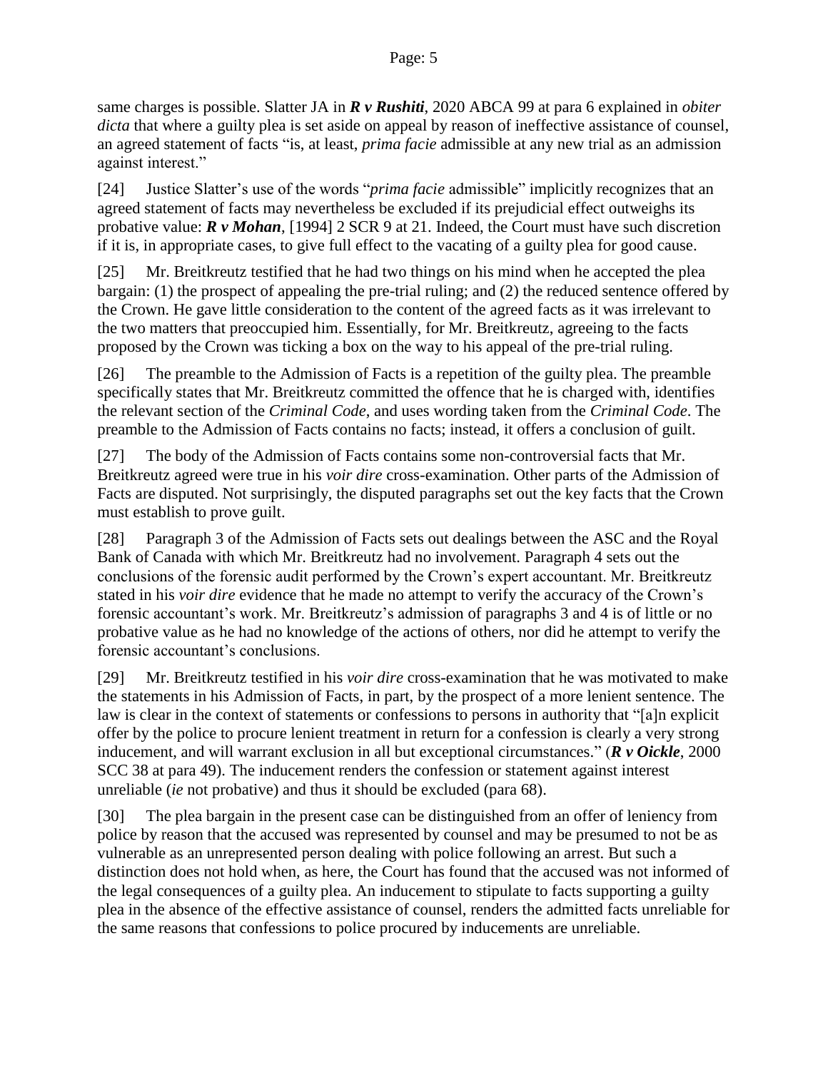same charges is possible. Slatter JA in ***R v Rushiti***, 2020 ABCA 99 at para 6 explained in *obiter dicta* that where a guilty plea is set aside on appeal by reason of ineffective assistance of counsel, an agreed statement of facts "is, at least, *prima facie* admissible at any new trial as an admission against interest."

[24] Justice Slatter's use of the words "*prima facie* admissible" implicitly recognizes that an agreed statement of facts may nevertheless be excluded if its prejudicial effect outweighs its probative value: ***R v Mohan***, [1994] 2 SCR 9 at 21. Indeed, the Court must have such discretion if it is, in appropriate cases, to give full effect to the vacating of a guilty plea for good cause.

[25] Mr. Breitkreutz testified that he had two things on his mind when he accepted the plea bargain: (1) the prospect of appealing the pre-trial ruling; and (2) the reduced sentence offered by the Crown. He gave little consideration to the content of the agreed facts as it was irrelevant to the two matters that preoccupied him. Essentially, for Mr. Breitkreutz, agreeing to the facts proposed by the Crown was ticking a box on the way to his appeal of the pre-trial ruling.

[26] The preamble to the Admission of Facts is a repetition of the guilty plea. The preamble specifically states that Mr. Breitkreutz committed the offence that he is charged with, identifies the relevant section of the *Criminal Code*, and uses wording taken from the *Criminal Code*. The preamble to the Admission of Facts contains no facts; instead, it offers a conclusion of guilt.

[27] The body of the Admission of Facts contains some non-controversial facts that Mr. Breitkreutz agreed were true in his *voir dire* cross-examination. Other parts of the Admission of Facts are disputed. Not surprisingly, the disputed paragraphs set out the key facts that the Crown must establish to prove guilt.

[28] Paragraph 3 of the Admission of Facts sets out dealings between the ASC and the Royal Bank of Canada with which Mr. Breitkreutz had no involvement. Paragraph 4 sets out the conclusions of the forensic audit performed by the Crown's expert accountant. Mr. Breitkreutz stated in his *voir dire* evidence that he made no attempt to verify the accuracy of the Crown's forensic accountant's work. Mr. Breitkreutz's admission of paragraphs 3 and 4 is of little or no probative value as he had no knowledge of the actions of others, nor did he attempt to verify the forensic accountant's conclusions.

[29] Mr. Breitkreutz testified in his *voir dire* cross-examination that he was motivated to make the statements in his Admission of Facts, in part, by the prospect of a more lenient sentence. The law is clear in the context of statements or confessions to persons in authority that "[a]n explicit offer by the police to procure lenient treatment in return for a confession is clearly a very strong inducement, and will warrant exclusion in all but exceptional circumstances." (***R v Oickle***, 2000 SCC 38 at para 49). The inducement renders the confession or statement against interest unreliable (*ie* not probative) and thus it should be excluded (para 68).

[30] The plea bargain in the present case can be distinguished from an offer of leniency from police by reason that the accused was represented by counsel and may be presumed to not be as vulnerable as an unrepresented person dealing with police following an arrest. But such a distinction does not hold when, as here, the Court has found that the accused was not informed of the legal consequences of a guilty plea. An inducement to stipulate to facts supporting a guilty plea in the absence of the effective assistance of counsel, renders the admitted facts unreliable for the same reasons that confessions to police procured by inducements are unreliable.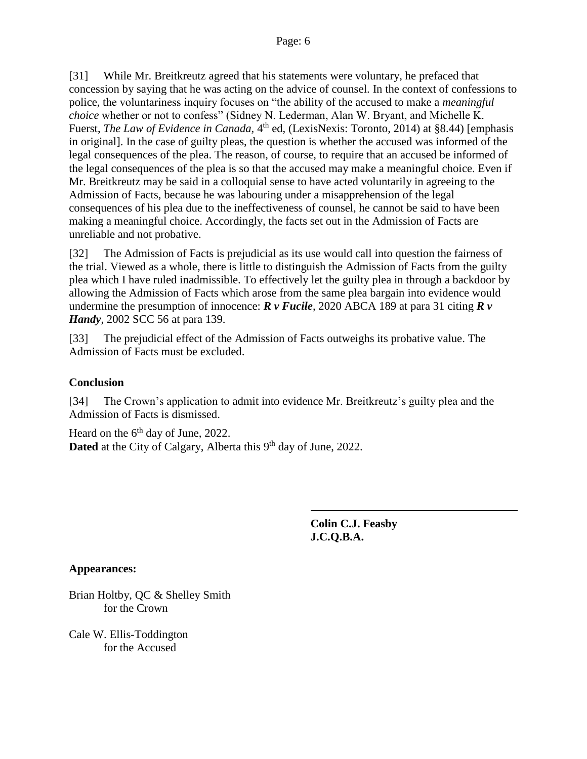[31] While Mr. Breitkreutz agreed that his statements were voluntary, he prefaced that concession by saying that he was acting on the advice of counsel. In the context of confessions to police, the voluntariness inquiry focuses on “the ability of the accused to make a *meaningful choice* whether or not to confess” (Sidney N. Lederman, Alan W. Bryant, and Michelle K. Fuerst, *The Law of Evidence in Canada*, 4th ed, (LexisNexis: Toronto, 2014) at §8.44) [emphasis in original]. In the case of guilty pleas, the question is whether the accused was informed of the legal consequences of the plea. The reason, of course, to require that an accused be informed of the legal consequences of the plea is so that the accused may make a meaningful choice. Even if Mr. Breitkreutz may be said in a colloquial sense to have acted voluntarily in agreeing to the Admission of Facts, because he was labouring under a misapprehension of the legal consequences of his plea due to the ineffectiveness of counsel, he cannot be said to have been making a meaningful choice. Accordingly, the facts set out in the Admission of Facts are unreliable and not probative.

[32] The Admission of Facts is prejudicial as its use would call into question the fairness of the trial. Viewed as a whole, there is little to distinguish the Admission of Facts from the guilty plea which I have ruled inadmissible. To effectively let the guilty plea in through a backdoor by allowing the Admission of Facts which arose from the same plea bargain into evidence would undermine the presumption of innocence: ***R v Fucile***, 2020 ABCA 189 at para 31 citing ***R v Handy***, 2002 SCC 56 at para 139.

[33] The prejudicial effect of the Admission of Facts outweighs its probative value. The Admission of Facts must be excluded.

## Conclusion

[34] The Crown’s application to admit into evidence Mr. Breitkreutz’s guilty plea and the Admission of Facts is dismissed.

Heard on the 6th day of June, 2022.
**Dated** at the City of Calgary, Alberta this 9th day of June, 2022.

**Colin C.J. Feasby**
**J.C.Q.B.A.**

**Appearances:**

Brian Holtby, QC & Shelley Smith
for the Crown

Cale W. Ellis-Toddington
for the Accused